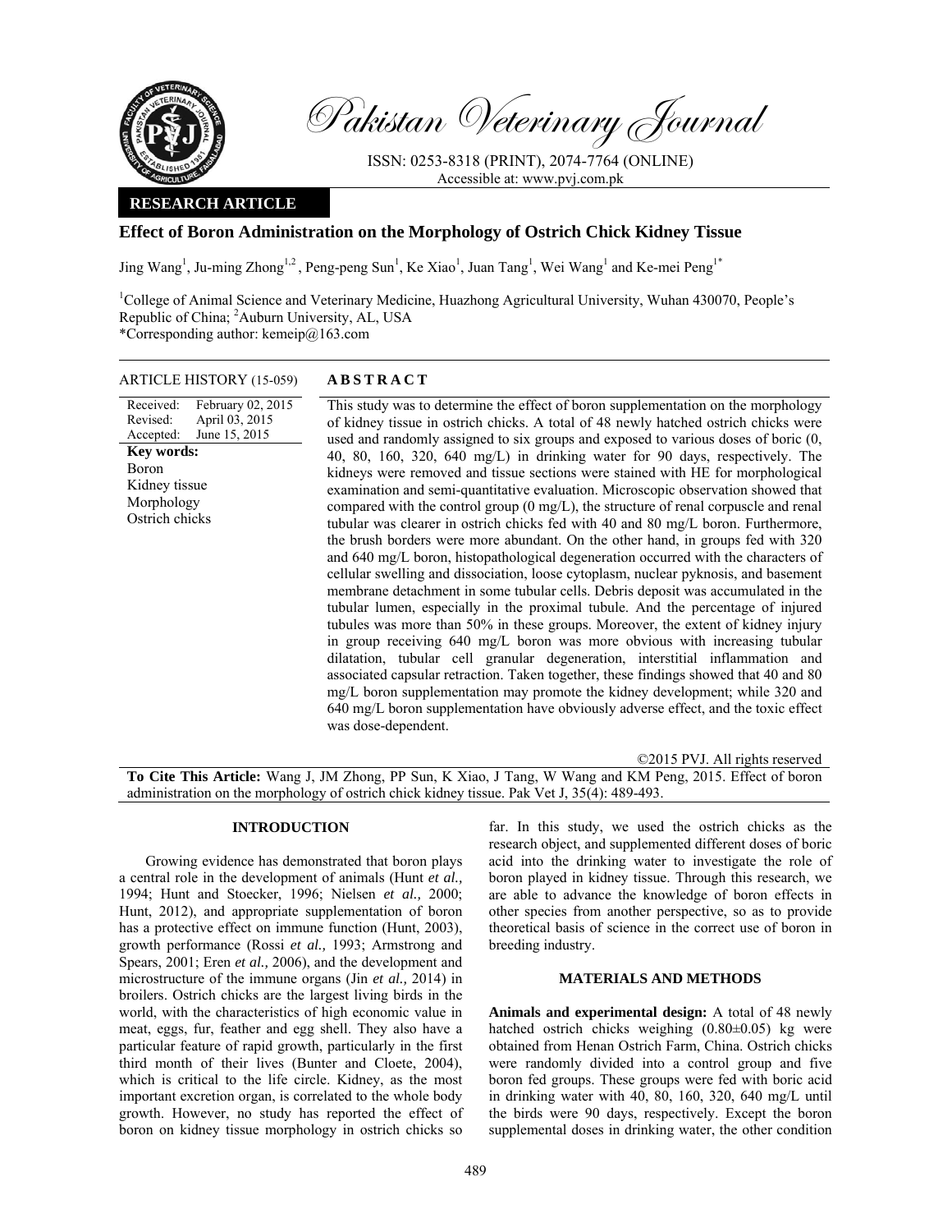Pakistan Veterinary Journal

ISSN: 0253-8318 (PRINT), 2074-7764 (ONLINE)
Accessible at: www.pvj.com.pk

**RESEARCH ARTICLE**

# Effect of Boron Administration on the Morphology of Ostrich Chick Kidney Tissue

Jing Wang[1], Ju-ming Zhong[1,2], Peng-peng Sun[1], Ke Xiao[1], Juan Tang[1], Wei Wang[1] and Ke-mei Peng[1*]

[1]College of Animal Science and Veterinary Medicine, Huazhong Agricultural University, Wuhan 430070, People's Republic of China; [2]Auburn University, AL, USA
*Corresponding author: kemeip@163.com

**ARTICLE HISTORY** (15-059)

Received: February 02, 2015
Revised: April 03, 2015
Accepted: June 15, 2015

**Key words:**
Boron
Kidney tissue
Morphology
Ostrich chicks

**ABSTRACT**

This study was to determine the effect of boron supplementation on the morphology of kidney tissue in ostrich chicks. A total of 48 newly hatched ostrich chicks were used and randomly assigned to six groups and exposed to various doses of boric (0, 40, 80, 160, 320, 640 mg/L) in drinking water for 90 days, respectively. The kidneys were removed and tissue sections were stained with HE for morphological examination and semi-quantitative evaluation. Microscopic observation showed that compared with the control group (0 mg/L), the structure of renal corpuscle and renal tubular was clearer in ostrich chicks fed with 40 and 80 mg/L boron. Furthermore, the brush borders were more abundant. On the other hand, in groups fed with 320 and 640 mg/L boron, histopathological degeneration occurred with the characters of cellular swelling and dissociation, loose cytoplasm, nuclear pyknosis, and basement membrane detachment in some tubular cells. Debris deposit was accumulated in the tubular lumen, especially in the proximal tubule. And the percentage of injured tubules was more than 50% in these groups. Moreover, the extent of kidney injury in group receiving 640 mg/L boron was more obvious with increasing tubular dilatation, tubular cell granular degeneration, interstitial inflammation and associated capsular retraction. Taken together, these findings showed that 40 and 80 mg/L boron supplementation may promote the kidney development; while 320 and 640 mg/L boron supplementation have obviously adverse effect, and the toxic effect was dose-dependent.

©2015 PVJ. All rights reserved

**To Cite This Article:** Wang J, JM Zhong, PP Sun, K Xiao, J Tang, W Wang and KM Peng, 2015. Effect of boron administration on the morphology of ostrich chick kidney tissue. Pak Vet J, 35(4): 489-493.

## INTRODUCTION

Growing evidence has demonstrated that boron plays a central role in the development of animals (Hunt *et al.,* 1994; Hunt and Stoecker, 1996; Nielsen *et al.,* 2000; Hunt, 2012), and appropriate supplementation of boron has a protective effect on immune function (Hunt, 2003), growth performance (Rossi *et al.,* 1993; Armstrong and Spears, 2001; Eren *et al.,* 2006), and the development and microstructure of the immune organs (Jin *et al.,* 2014) in broilers. Ostrich chicks are the largest living birds in the world, with the characteristics of high economic value in meat, eggs, fur, feather and egg shell. They also have a particular feature of rapid growth, particularly in the first third month of their lives (Bunter and Cloete, 2004), which is critical to the life circle. Kidney, as the most important excretion organ, is correlated to the whole body growth. However, no study has reported the effect of boron on kidney tissue morphology in ostrich chicks so far. In this study, we used the ostrich chicks as the research object, and supplemented different doses of boric acid into the drinking water to investigate the role of boron played in kidney tissue. Through this research, we are able to advance the knowledge of boron effects in other species from another perspective, so as to provide theoretical basis of science in the correct use of boron in breeding industry.

## MATERIALS AND METHODS

**Animals and experimental design:** A total of 48 newly hatched ostrich chicks weighing (0.80±0.05) kg were obtained from Henan Ostrich Farm, China. Ostrich chicks were randomly divided into a control group and five boron fed groups. These groups were fed with boric acid in drinking water with 40, 80, 160, 320, 640 mg/L until the birds were 90 days, respectively. Except the boron supplemental doses in drinking water, the other condition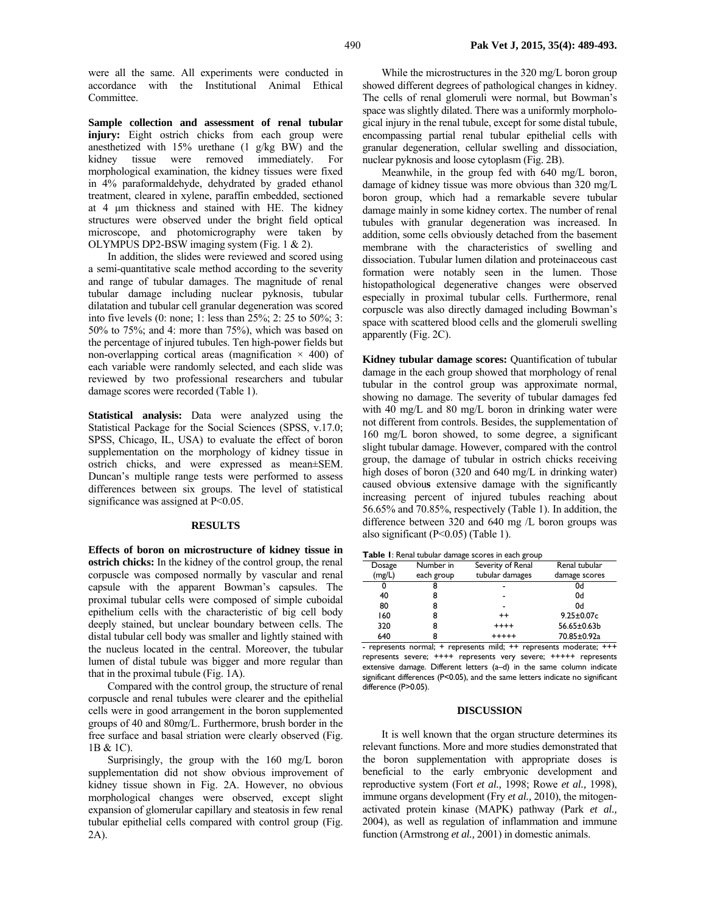were all the same. All experiments were conducted in accordance with the Institutional Animal Ethical Committee.

**Sample collection and assessment of renal tubular injury:** Eight ostrich chicks from each group were anesthetized with 15% urethane (1 g/kg BW) and the kidney tissue were removed immediately. For morphological examination, the kidney tissues were fixed in 4% paraformaldehyde, dehydrated by graded ethanol treatment, cleared in xylene, paraffin embedded, sectioned at 4 µm thickness and stained with HE. The kidney structures were observed under the bright field optical microscope, and photomicrography were taken by OLYMPUS DP2-BSW imaging system (Fig. 1 & 2).

In addition, the slides were reviewed and scored using a semi-quantitative scale method according to the severity and range of tubular damages. The magnitude of renal tubular damage including nuclear pyknosis, tubular dilatation and tubular cell granular degeneration was scored into five levels (0: none; 1: less than 25%; 2: 25 to 50%; 3: 50% to 75%; and 4: more than 75%), which was based on the percentage of injured tubules. Ten high-power fields but non-overlapping cortical areas (magnification × 400) of each variable were randomly selected, and each slide was reviewed by two professional researchers and tubular damage scores were recorded (Table 1).

**Statistical analysis:** Data were analyzed using the Statistical Package for the Social Sciences (SPSS, v.17.0; SPSS, Chicago, IL, USA) to evaluate the effect of boron supplementation on the morphology of kidney tissue in ostrich chicks, and were expressed as mean±SEM. Duncan's multiple range tests were performed to assess differences between six groups. The level of statistical significance was assigned at $P<0.05$.

## RESULTS

**Effects of boron on microstructure of kidney tissue in ostrich chicks:** In the kidney of the control group, the renal corpuscle was composed normally by vascular and renal capsule with the apparent Bowman's capsules. The proximal tubular cells were composed of simple cuboidal epithelium cells with the characteristic of big cell body deeply stained, but unclear boundary between cells. The distal tubular cell body was smaller and lightly stained with the nucleus located in the central. Moreover, the tubular lumen of distal tubule was bigger and more regular than that in the proximal tubule (Fig. 1A).

Compared with the control group, the structure of renal corpuscle and renal tubules were clearer and the epithelial cells were in good arrangement in the boron supplemented groups of 40 and 80mg/L. Furthermore, brush border in the free surface and basal striation were clearly observed (Fig. 1B & 1C).

Surprisingly, the group with the 160 mg/L boron supplementation did not show obvious improvement of kidney tissue shown in Fig. 2A. However, no obvious morphological changes were observed, except slight expansion of glomerular capillary and steatosis in few renal tubular epithelial cells compared with control group (Fig. 2A).

While the microstructures in the 320 mg/L boron group showed different degrees of pathological changes in kidney. The cells of renal glomeruli were normal, but Bowman's space was slightly dilated. There was a uniformly morphological injury in the renal tubule, except for some distal tubule, encompassing partial renal tubular epithelial cells with granular degeneration, cellular swelling and dissociation, nuclear pyknosis and loose cytoplasm (Fig. 2B).

Meanwhile, in the group fed with 640 mg/L boron, damage of kidney tissue was more obvious than 320 mg/L boron group, which had a remarkable severe tubular damage mainly in some kidney cortex. The number of renal tubules with granular degeneration was increased. In addition, some cells obviously detached from the basement membrane with the characteristics of swelling and dissociation. Tubular lumen dilation and proteinaceous cast formation were notably seen in the lumen. Those histopathological degenerative changes were observed especially in proximal tubular cells. Furthermore, renal corpuscle was also directly damaged including Bowman's space with scattered blood cells and the glomeruli swelling apparently (Fig. 2C).

**Kidney tubular damage scores:** Quantification of tubular damage in the each group showed that morphology of renal tubular in the control group was approximate normal, showing no damage. The severity of tubular damages fed with 40 mg/L and 80 mg/L boron in drinking water were not different from controls. Besides, the supplementation of 160 mg/L boron showed, to some degree, a significant slight tubular damage. However, compared with the control group, the damage of tubular in ostrich chicks receiving high doses of boron (320 and 640 mg/L in drinking water) caused obvious extensive damage with the significantly increasing percent of injured tubules reaching about 56.65% and 70.85%, respectively (Table 1). In addition, the difference between 320 and 640 mg /L boron groups was also significant ($P<0.05$) (Table 1).

**Table 1**: Renal tubular damage scores in each group

| Dosage (mg/L) | Number in each group | Severity of Renal tubular damages | Renal tubular damage scores |
|---|---|---|---|
| 0 | 8 | - | 0d |
| 40 | 8 | - | 0d |
| 80 | 8 | - | 0d |
| 160 | 8 | ++ | 9.25±0.07c |
| 320 | 8 | ++++ | 56.65±0.63b |
| 640 | 8 | +++++ | 70.85±0.92a |

- represents normal; + represents mild; ++ represents moderate; +++ represents severe; ++++ represents very severe; +++++ represents extensive damage. Different letters (a–d) in the same column indicate significant differences ($P<0.05$), and the same letters indicate no significant difference ($P>0.05$).

## DISCUSSION

It is well known that the organ structure determines its relevant functions. More and more studies demonstrated that the boron supplementation with appropriate doses is beneficial to the early embryonic development and reproductive system (Fort *et al.,* 1998; Rowe *et al.,* 1998), immune organs development (Fry *et al.,* 2010), the mitogen-activated protein kinase (MAPK) pathway (Park *et al.,* 2004), as well as regulation of inflammation and immune function (Armstrong *et al.,* 2001) in domestic animals.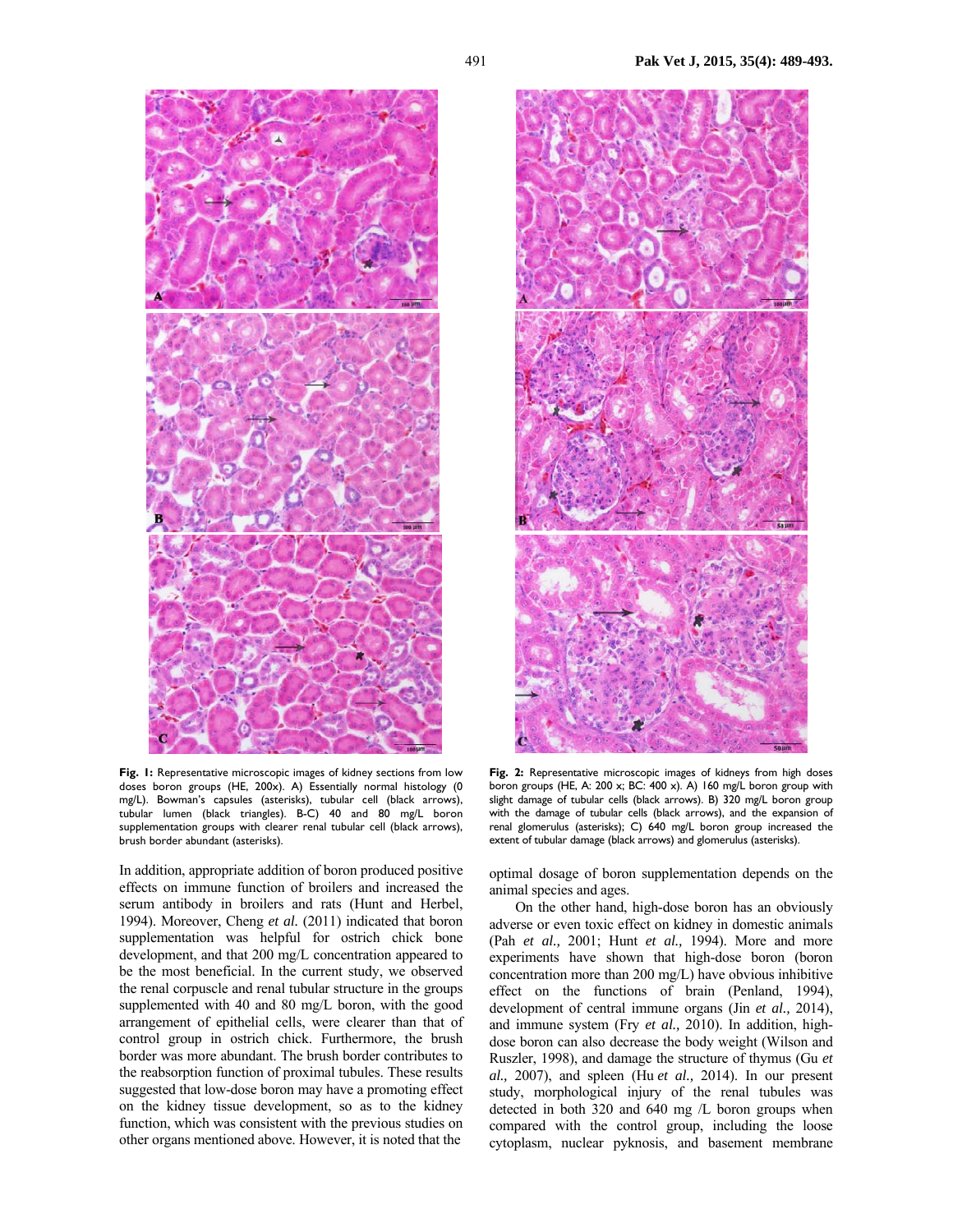**Fig. 1:** Representative microscopic images of kidney sections from low doses boron groups (HE, 200x). A) Essentially normal histology (0 mg/L). Bowman's capsules (asterisks), tubular cell (black arrows), tubular lumen (black triangles). B-C) 40 and 80 mg/L boron supplementation groups with clearer renal tubular cell (black arrows), brush border abundant (asterisks).

**Fig. 2:** Representative microscopic images of kidneys from high doses boron groups (HE, A: 200 x; BC: 400 x). A) 160 mg/L boron group with slight damage of tubular cells (black arrows). B) 320 mg/L boron group with the damage of tubular cells (black arrows), and the expansion of renal glomerulus (asterisks); C) 640 mg/L boron group increased the extent of tubular damage (black arrows) and glomerulus (asterisks).

In addition, appropriate addition of boron produced positive effects on immune function of broilers and increased the serum antibody in broilers and rats (Hunt and Herbel, 1994). Moreover, Cheng *et al.* (2011) indicated that boron supplementation was helpful for ostrich chick bone development, and that 200 mg/L concentration appeared to be the most beneficial. In the current study, we observed the renal corpuscle and renal tubular structure in the groups supplemented with 40 and 80 mg/L boron, with the good arrangement of epithelial cells, were clearer than that of control group in ostrich chick. Furthermore, the brush border was more abundant. The brush border contributes to the reabsorption function of proximal tubules. These results suggested that low-dose boron may have a promoting effect on the kidney tissue development, so as to the kidney function, which was consistent with the previous studies on other organs mentioned above. However, it is noted that the optimal dosage of boron supplementation depends on the animal species and ages.

On the other hand, high-dose boron has an obviously adverse or even toxic effect on kidney in domestic animals (Pah *et al.,* 2001; Hunt *et al.,* 1994). More and more experiments have shown that high-dose boron (boron concentration more than 200 mg/L) have obvious inhibitive effect on the functions of brain (Penland, 1994), development of central immune organs (Jin *et al.,* 2014), and immune system (Fry *et al.,* 2010). In addition, high-dose boron can also decrease the body weight (Wilson and Ruszler, 1998), and damage the structure of thymus (Gu *et al.,* 2007), and spleen (Hu *et al.,* 2014). In our present study, morphological injury of the renal tubules was detected in both 320 and 640 mg /L boron groups when compared with the control group, including the loose cytoplasm, nuclear pyknosis, and basement membrane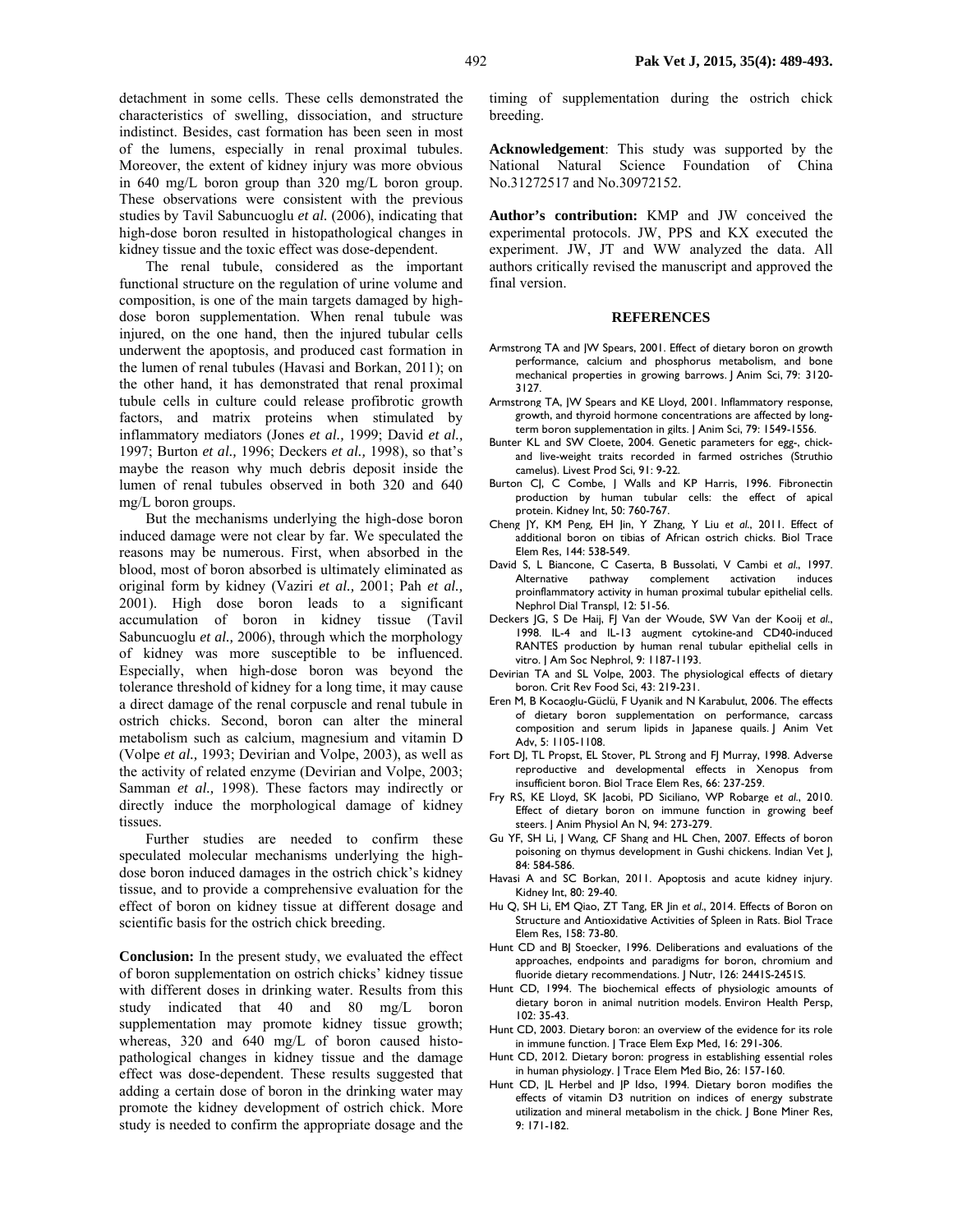detachment in some cells. These cells demonstrated the characteristics of swelling, dissociation, and structure indistinct. Besides, cast formation has been seen in most of the lumens, especially in renal proximal tubules. Moreover, the extent of kidney injury was more obvious in 640 mg/L boron group than 320 mg/L boron group. These observations were consistent with the previous studies by Tavil Sabuncuoglu *et al.* (2006), indicating that high-dose boron resulted in histopathological changes in kidney tissue and the toxic effect was dose-dependent.

The renal tubule, considered as the important functional structure on the regulation of urine volume and composition, is one of the main targets damaged by high-dose boron supplementation. When renal tubule was injured, on the one hand, then the injured tubular cells underwent the apoptosis, and produced cast formation in the lumen of renal tubules (Havasi and Borkan, 2011); on the other hand, it has demonstrated that renal proximal tubule cells in culture could release profibrotic growth factors, and matrix proteins when stimulated by inflammatory mediators (Jones *et al.,* 1999; David *et al.,* 1997; Burton *et al.,* 1996; Deckers *et al.,* 1998), so that's maybe the reason why much debris deposit inside the lumen of renal tubules observed in both 320 and 640 mg/L boron groups.

But the mechanisms underlying the high-dose boron induced damage were not clear by far. We speculated the reasons may be numerous. First, when absorbed in the blood, most of boron absorbed is ultimately eliminated as original form by kidney (Vaziri *et al.,* 2001; Pah *et al.,* 2001). High dose boron leads to a significant accumulation of boron in kidney tissue (Tavil Sabuncuoglu *et al.,* 2006), through which the morphology of kidney was more susceptible to be influenced. Especially, when high-dose boron was beyond the tolerance threshold of kidney for a long time, it may cause a direct damage of the renal corpuscle and renal tubule in ostrich chicks. Second, boron can alter the mineral metabolism such as calcium, magnesium and vitamin D (Volpe *et al.,* 1993; Devirian and Volpe, 2003), as well as the activity of related enzyme (Devirian and Volpe, 2003; Samman *et al.,* 1998). These factors may indirectly or directly induce the morphological damage of kidney tissues.

Further studies are needed to confirm these speculated molecular mechanisms underlying the high-dose boron induced damages in the ostrich chick's kidney tissue, and to provide a comprehensive evaluation for the effect of boron on kidney tissue at different dosage and scientific basis for the ostrich chick breeding.

**Conclusion:** In the present study, we evaluated the effect of boron supplementation on ostrich chicks' kidney tissue with different doses in drinking water. Results from this study indicated that 40 and 80 mg/L boron supplementation may promote kidney tissue growth; whereas, 320 and 640 mg/L of boron caused histo-pathological changes in kidney tissue and the damage effect was dose-dependent. These results suggested that adding a certain dose of boron in the drinking water may promote the kidney development of ostrich chick. More study is needed to confirm the appropriate dosage and the timing of supplementation during the ostrich chick breeding.

**Acknowledgement**: This study was supported by the National Natural Science Foundation of China No.31272517 and No.30972152.

**Author's contribution:** KMP and JW conceived the experimental protocols. JW, PPS and KX executed the experiment. JW, JT and WW analyzed the data. All authors critically revised the manuscript and approved the final version.

## REFERENCES

- Armstrong TA and JW Spears, 2001. Effect of dietary boron on growth performance, calcium and phosphorus metabolism, and bone mechanical properties in growing barrows. J Anim Sci, 79: 3120-3127.
- Armstrong TA, JW Spears and KE Lloyd, 2001. Inflammatory response, growth, and thyroid hormone concentrations are affected by long-term boron supplementation in gilts. J Anim Sci, 79: 1549-1556.
- Bunter KL and SW Cloete, 2004. Genetic parameters for egg-, chick- and live-weight traits recorded in farmed ostriches (Struthio camelus). Livest Prod Sci, 91: 9-22.
- Burton CJ, C Combe, J Walls and KP Harris, 1996. Fibronectin production by human tubular cells: the effect of apical protein. Kidney Int, 50: 760-767.
- Cheng JY, KM Peng, EH Jin, Y Zhang, Y Liu *et al*., 2011. Effect of additional boron on tibias of African ostrich chicks. Biol Trace Elem Res, 144: 538-549.
- David S, L Biancone, C Caserta, B Bussolati, V Cambi *et al*., 1997. Alternative pathway complement activation induces proinflammatory activity in human proximal tubular epithelial cells. Nephrol Dial Transpl, 12: 51-56.
- Deckers JG, S De Haij, FJ Van der Woude, SW Van der Kooij *et al*., 1998. IL-4 and IL-13 augment cytokine-and CD40-induced RANTES production by human renal tubular epithelial cells in vitro. J Am Soc Nephrol, 9: 1187-1193.
- Devirian TA and SL Volpe, 2003. The physiological effects of dietary boron. Crit Rev Food Sci, 43: 219-231.
- Eren M, B Kocaoglu-Güclü, F Uyanik and N Karabulut, 2006. The effects of dietary boron supplementation on performance, carcass composition and serum lipids in Japanese quails. J Anim Vet Adv, 5: 1105-1108.
- Fort DJ, TL Propst, EL Stover, PL Strong and FJ Murray, 1998. Adverse reproductive and developmental effects in Xenopus from insufficient boron. Biol Trace Elem Res, 66: 237-259.
- Fry RS, KE Lloyd, SK Jacobi, PD Siciliano, WP Robarge *et al*., 2010. Effect of dietary boron on immune function in growing beef steers. J Anim Physiol An N, 94: 273-279.
- Gu YF, SH Li, J Wang, CF Shang and HL Chen, 2007. Effects of boron poisoning on thymus development in Gushi chickens. Indian Vet J, 84: 584-586.
- Havasi A and SC Borkan, 2011. Apoptosis and acute kidney injury. Kidney Int, 80: 29-40.
- Hu Q, SH Li, EM Qiao, ZT Tang, ER Jin *et al*., 2014. Effects of Boron on Structure and Antioxidative Activities of Spleen in Rats. Biol Trace Elem Res, 158: 73-80.
- Hunt CD and BJ Stoecker, 1996. Deliberations and evaluations of the approaches, endpoints and paradigms for boron, chromium and fluoride dietary recommendations. J Nutr, 126: 2441S-2451S.
- Hunt CD, 1994. The biochemical effects of physiologic amounts of dietary boron in animal nutrition models. Environ Health Persp, 102: 35-43.
- Hunt CD, 2003. Dietary boron: an overview of the evidence for its role in immune function. J Trace Elem Exp Med, 16: 291-306.
- Hunt CD, 2012. Dietary boron: progress in establishing essential roles in human physiology. J Trace Elem Med Bio, 26: 157-160.
- Hunt CD, JL Herbel and JP Idso, 1994. Dietary boron modifies the effects of vitamin D3 nutrition on indices of energy substrate utilization and mineral metabolism in the chick. J Bone Miner Res, 9: 171-182.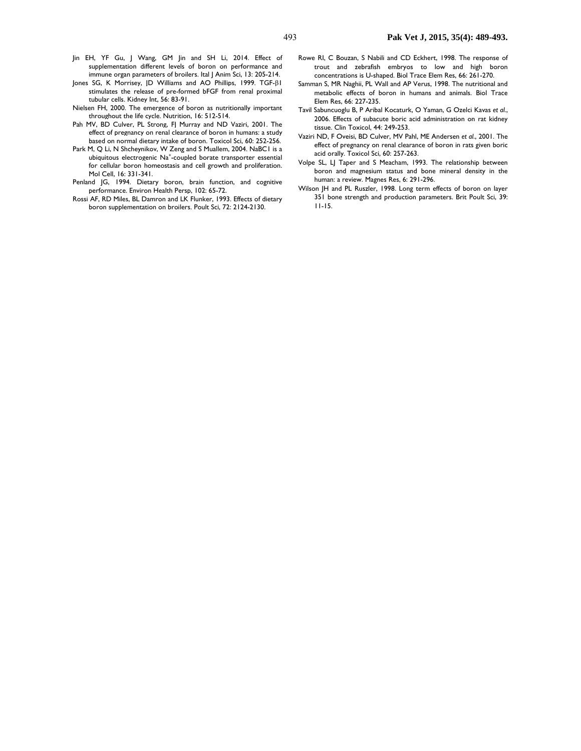Jin EH, YF Gu, J Wang, GM Jin and SH Li, 2014. Effect of supplementation different levels of boron on performance and immune organ parameters of broilers. Ital J Anim Sci, 13: 205-214.

Jones SG, K Morrisey, JD Williams and AO Phillips, 1999. TGF-β1 stimulates the release of pre-formed bFGF from renal proximal tubular cells. Kidney Int, 56: 83-91.

Nielsen FH, 2000. The emergence of boron as nutritionally important throughout the life cycle. Nutrition, 16: 512-514.

Pah MV, BD Culver, PL Strong, FJ Murray and ND Vaziri, 2001. The effect of pregnancy on renal clearance of boron in humans: a study based on normal dietary intake of boron. Toxicol Sci, 60: 252-256.

Park M, Q Li, N Shcheynikov, W Zeng and S Muallem, 2004. NaBC1 is a ubiquitous electrogenic $Na^+$-coupled borate transporter essential for cellular boron homeostasis and cell growth and proliferation. Mol Cell, 16: 331-341.

Penland JG, 1994. Dietary boron, brain function, and cognitive performance. Environ Health Persp, 102: 65-72.

Rossi AF, RD Miles, BL Damron and LK Flunker, 1993. Effects of dietary boron supplementation on broilers. Poult Sci, 72: 2124-2130.

Rowe RI, C Bouzan, S Nabili and CD Eckhert, 1998. The response of trout and zebrafish embryos to low and high boron concentrations is U-shaped. Biol Trace Elem Res, 66: 261-270.

Samman S, MR Naghii, PL Wall and AP Verus, 1998. The nutritional and metabolic effects of boron in humans and animals. Biol Trace Elem Res, 66: 227-235.

Tavil Sabuncuoglu B, P Aribal Kocaturk, O Yaman, G Ozelci Kavas *et al.*, 2006. Effects of subacute boric acid administration on rat kidney tissue. Clin Toxicol, 44: 249-253.

Vaziri ND, F Oveisi, BD Culver, MV Pahl, ME Andersen *et al.*, 2001. The effect of pregnancy on renal clearance of boron in rats given boric acid orally. Toxicol Sci, 60: 257-263.

Volpe SL, LJ Taper and S Meacham, 1993. The relationship between boron and magnesium status and bone mineral density in the human: a review. Magnes Res, 6: 291-296.

Wilson JH and PL Ruszler, 1998. Long term effects of boron on layer 351 bone strength and production parameters. Brit Poult Sci, 39: 11-15.